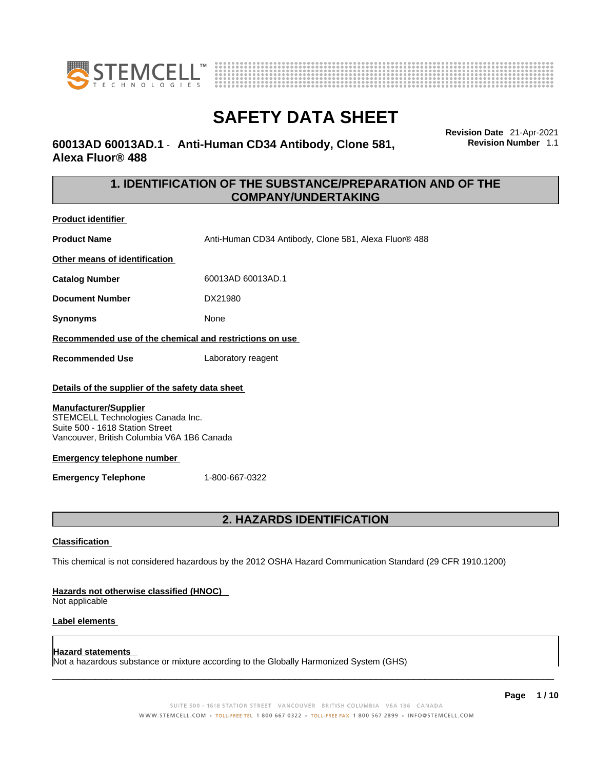# SAFETY DATA SHEET

**60013AD 60013AD.1 - Anti-Human CD34 Antibody, Clone 581, Alexa Fluor® 488**

**Revision Date** 21-Apr-2021
**Revision Number** 1.1

## 1. IDENTIFICATION OF THE SUBSTANCE/PREPARATION AND OF THE COMPANY/UNDERTAKING

**Product identifier**

**Product Name** Anti-Human CD34 Antibody, Clone 581, Alexa Fluor® 488

**Other means of identification**

**Catalog Number** 60013AD 60013AD.1

**Document Number** DX21980

**Synonyms** None

**Recommended use of the chemical and restrictions on use**

**Recommended Use** Laboratory reagent

**Details of the supplier of the safety data sheet**

**Manufacturer/Supplier**
STEMCELL Technologies Canada Inc.
Suite 500 - 1618 Station Street
Vancouver, British Columbia V6A 1B6 Canada

**Emergency telephone number**

**Emergency Telephone** 1-800-667-0322

## 2. HAZARDS IDENTIFICATION

**Classification**

This chemical is not considered hazardous by the 2012 OSHA Hazard Communication Standard (29 CFR 1910.1200)

**Hazards not otherwise classified (HNOC)**
Not applicable

**Label elements**

**Hazard statements**
Not a hazardous substance or mixture according to the Globally Harmonized System (GHS)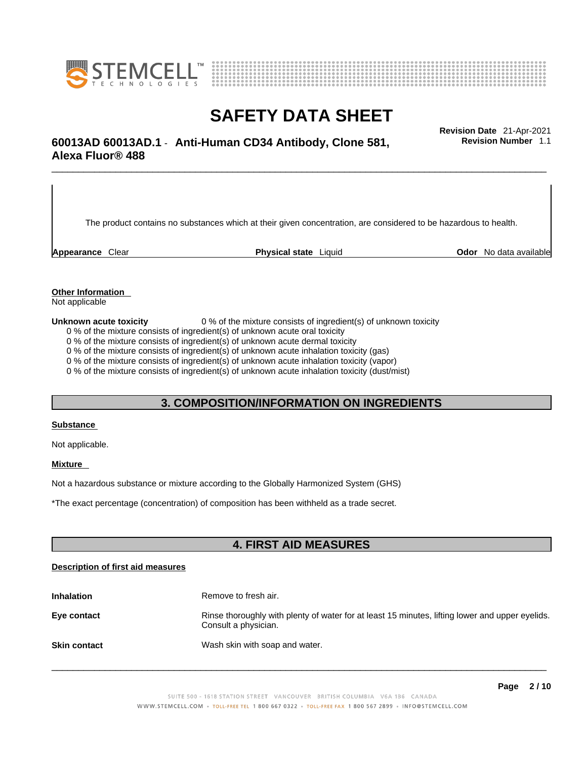The product contains no substances which at their given concentration, are considered to be hazardous to health.

| **Appearance** Clear | **Physical state** Liquid | **Odor** No data available |
| --- | --- | --- |

**Other Information**

Not applicable

**Unknown acute toxicity** 0 % of the mixture consists of ingredient(s) of unknown toxicity

0 % of the mixture consists of ingredient(s) of unknown acute oral toxicity
0 % of the mixture consists of ingredient(s) of unknown acute dermal toxicity
0 % of the mixture consists of ingredient(s) of unknown acute inhalation toxicity (gas)
0 % of the mixture consists of ingredient(s) of unknown acute inhalation toxicity (vapor)
0 % of the mixture consists of ingredient(s) of unknown acute inhalation toxicity (dust/mist)

## 3. COMPOSITION/INFORMATION ON INGREDIENTS

**Substance**

Not applicable.

**Mixture**

Not a hazardous substance or mixture according to the Globally Harmonized System (GHS)

*The exact percentage (concentration) of composition has been withheld as a trade secret.

## 4. FIRST AID MEASURES

**Description of first aid measures**

| | |
| --- | --- |
| **Inhalation** | Remove to fresh air. |
| **Eye contact** | Rinse thoroughly with plenty of water for at least 15 minutes, lifting lower and upper eyelids. Consult a physician. |
| **Skin contact** | Wash skin with soap and water. |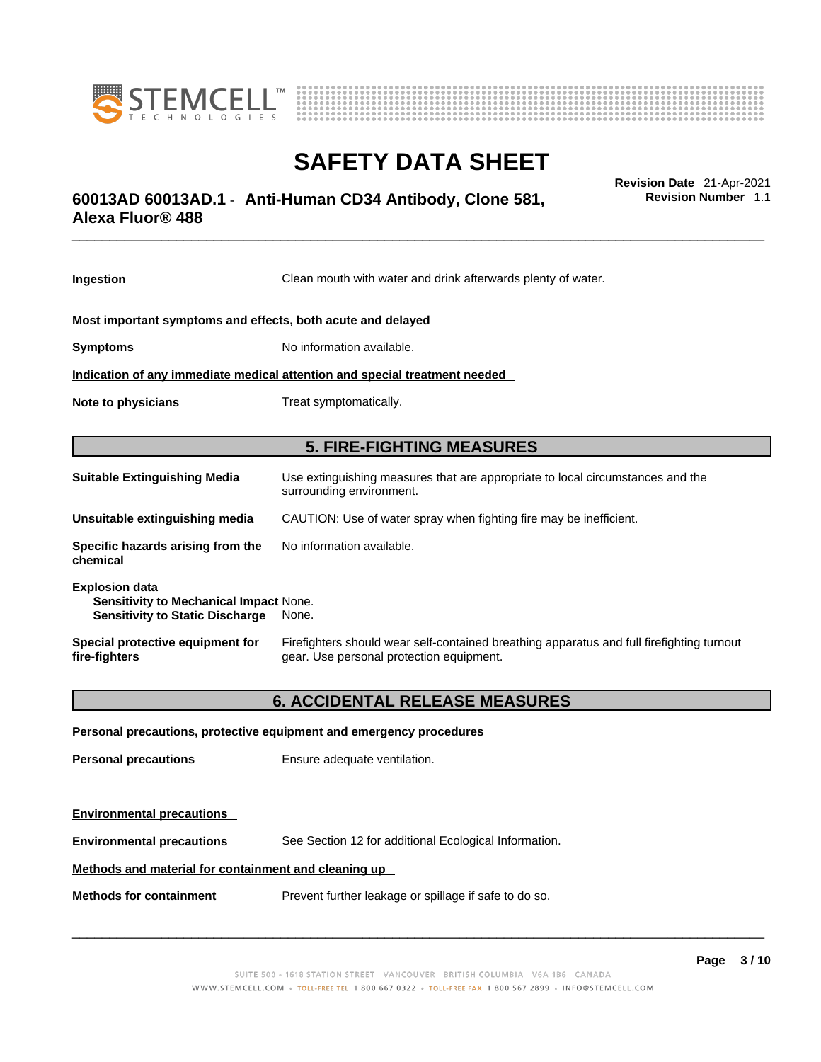| | |
|---|---|
| **Ingestion** | Clean mouth with water and drink afterwards plenty of water. |

**Most important symptoms and effects, both acute and delayed**

| | |
|---|---|
| **Symptoms** | No information available. |

**Indication of any immediate medical attention and special treatment needed**

| | |
|---|---|
| **Note to physicians** | Treat symptomatically. |

## 5. FIRE-FIGHTING MEASURES

| | |
|---|---|
| **Suitable Extinguishing Media** | Use extinguishing measures that are appropriate to local circumstances and the surrounding environment. |
| **Unsuitable extinguishing media** | CAUTION: Use of water spray when fighting fire may be inefficient. |
| **Specific hazards arising from the chemical** | No information available. |

**Explosion data**

| | |
|---|---|
| **Sensitivity to Mechanical Impact** | None. |
| **Sensitivity to Static Discharge** | None. |

| | |
|---|---|
| **Special protective equipment for fire-fighters** | Firefighters should wear self-contained breathing apparatus and full firefighting turnout gear. Use personal protection equipment. |

## 6. ACCIDENTAL RELEASE MEASURES

**Personal precautions, protective equipment and emergency procedures**

| | |
|---|---|
| **Personal precautions** | Ensure adequate ventilation. |

**Environmental precautions**

| | |
|---|---|
| **Environmental precautions** | See Section 12 for additional Ecological Information. |

**Methods and material for containment and cleaning up**

| | |
|---|---|
| **Methods for containment** | Prevent further leakage or spillage if safe to do so. |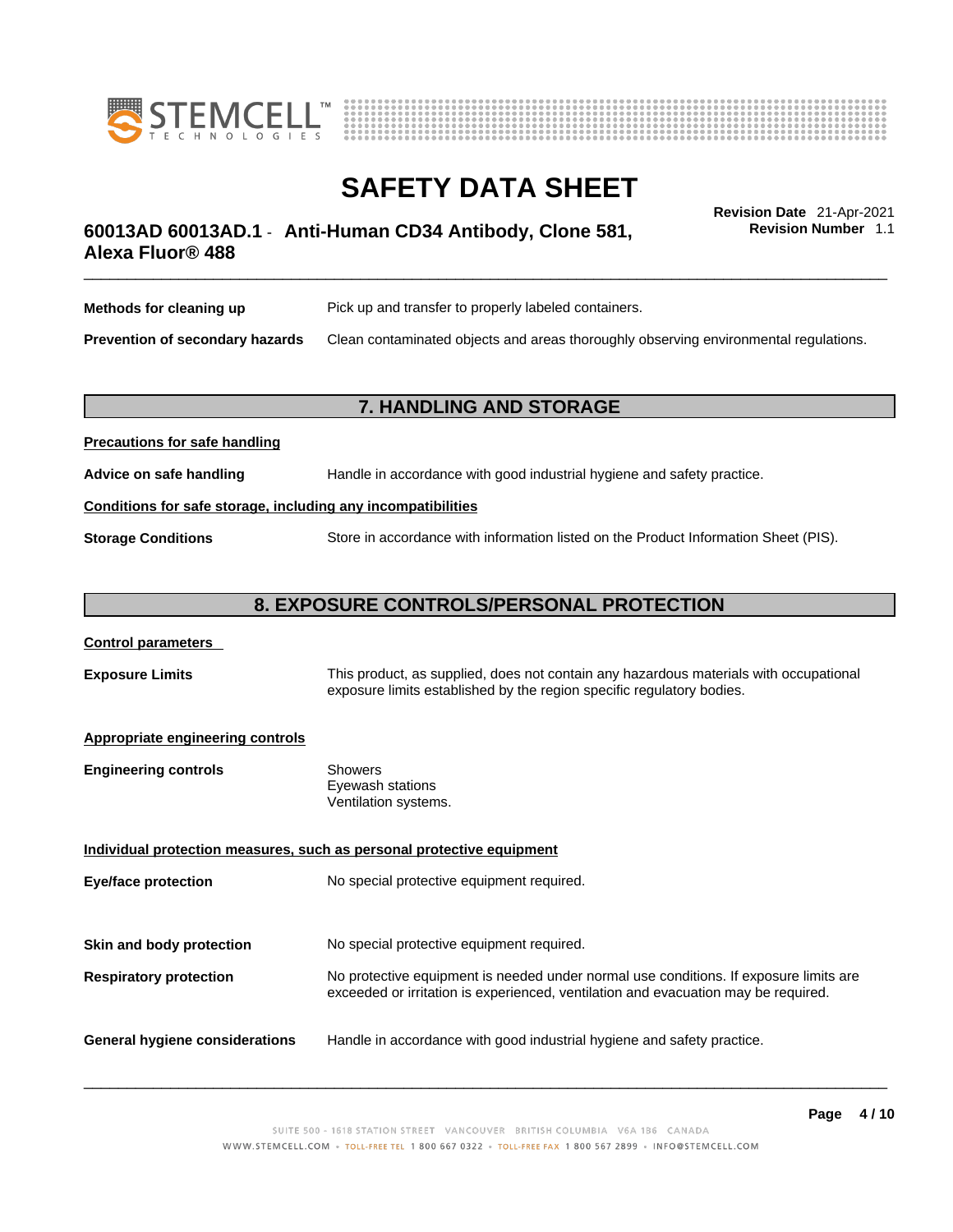**Methods for cleaning up** Pick up and transfer to properly labeled containers.

**Prevention of secondary hazards** Clean contaminated objects and areas thoroughly observing environmental regulations.

## 7. HANDLING AND STORAGE

**Precautions for safe handling**

**Advice on safe handling** Handle in accordance with good industrial hygiene and safety practice.

**Conditions for safe storage, including any incompatibilities**

**Storage Conditions** Store in accordance with information listed on the Product Information Sheet (PIS).

## 8. EXPOSURE CONTROLS/PERSONAL PROTECTION

**Control parameters**

**Exposure Limits** This product, as supplied, does not contain any hazardous materials with occupational exposure limits established by the region specific regulatory bodies.

**Appropriate engineering controls**

**Engineering controls** Showers
Eyewash stations
Ventilation systems.

**Individual protection measures, such as personal protective equipment**

**Eye/face protection** No special protective equipment required.

**Skin and body protection** No special protective equipment required.

**Respiratory protection** No protective equipment is needed under normal use conditions. If exposure limits are exceeded or irritation is experienced, ventilation and evacuation may be required.

**General hygiene considerations** Handle in accordance with good industrial hygiene and safety practice.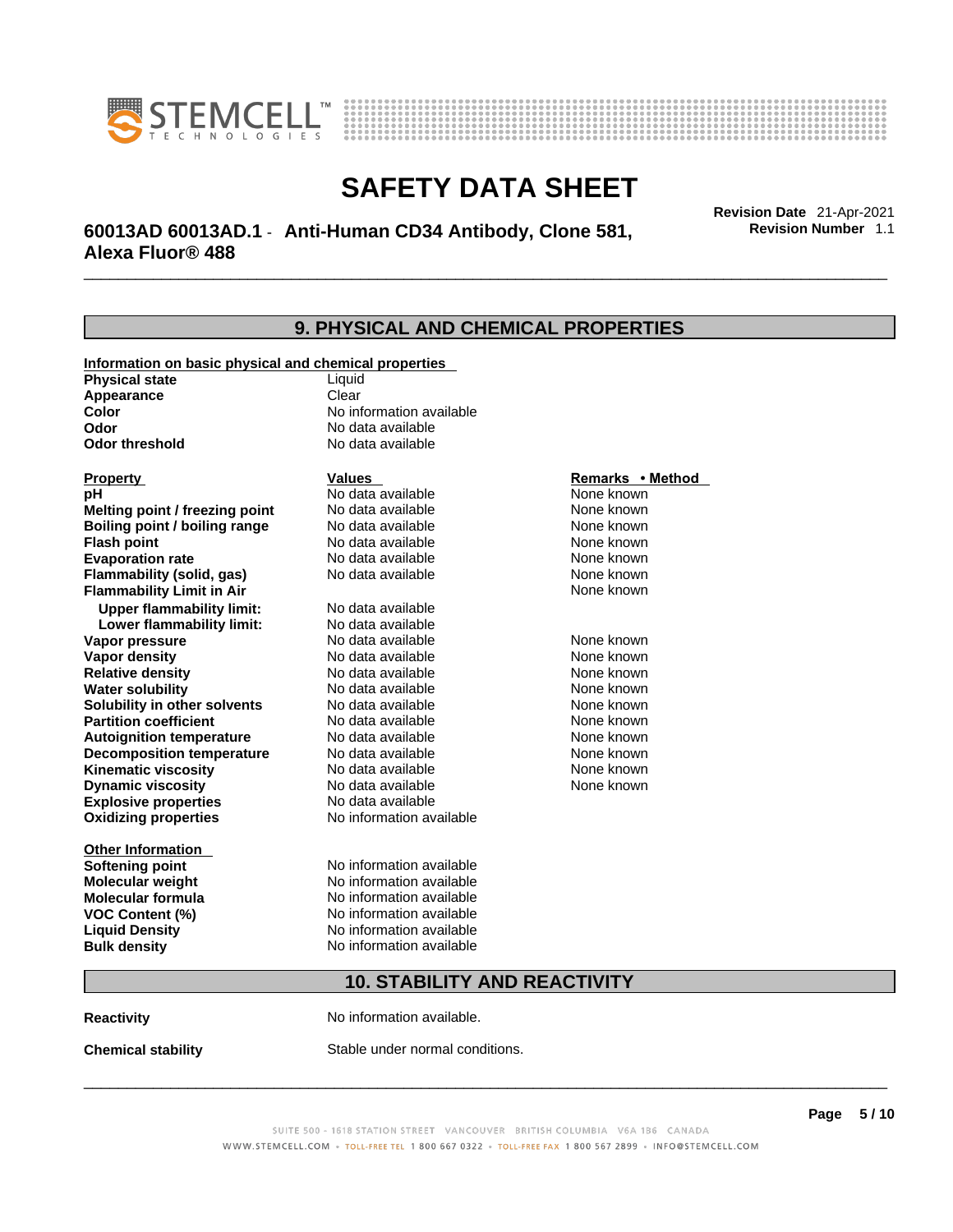# SAFETY DATA SHEET

## 60013AD 60013AD.1 - Anti-Human CD34 Antibody, Clone 581, Alexa Fluor® 488

**Revision Date** 21-Apr-2021
**Revision Number** 1.1

## 9. PHYSICAL AND CHEMICAL PROPERTIES

**Information on basic physical and chemical properties**

| | |
|---|---|
| **Physical state** | Liquid |
| **Appearance** | Clear |
| **Color** | No information available |
| **Odor** | No data available |
| **Odor threshold** | No data available |

| Property | Values | Remarks • Method |
|---|---|---|
| **pH** | No data available | None known |
| **Melting point / freezing point** | No data available | None known |
| **Boiling point / boiling range** | No data available | None known |
| **Flash point** | No data available | None known |
| **Evaporation rate** | No data available | None known |
| **Flammability (solid, gas)** | No data available | None known |
| **Flammability Limit in Air** | | None known |
| **Upper flammability limit:** | No data available | |
| **Lower flammability limit:** | No data available | |
| **Vapor pressure** | No data available | None known |
| **Vapor density** | No data available | None known |
| **Relative density** | No data available | None known |
| **Water solubility** | No data available | None known |
| **Solubility in other solvents** | No data available | None known |
| **Partition coefficient** | No data available | None known |
| **Autoignition temperature** | No data available | None known |
| **Decomposition temperature** | No data available | None known |
| **Kinematic viscosity** | No data available | None known |
| **Dynamic viscosity** | No data available | None known |
| **Explosive properties** | No data available | |
| **Oxidizing properties** | No information available | |

**Other Information**

| | |
|---|---|
| **Softening point** | No information available |
| **Molecular weight** | No information available |
| **Molecular formula** | No information available |
| **VOC Content (%)** | No information available |
| **Liquid Density** | No information available |
| **Bulk density** | No information available |

## 10. STABILITY AND REACTIVITY

**Reactivity** No information available.

**Chemical stability** Stable under normal conditions.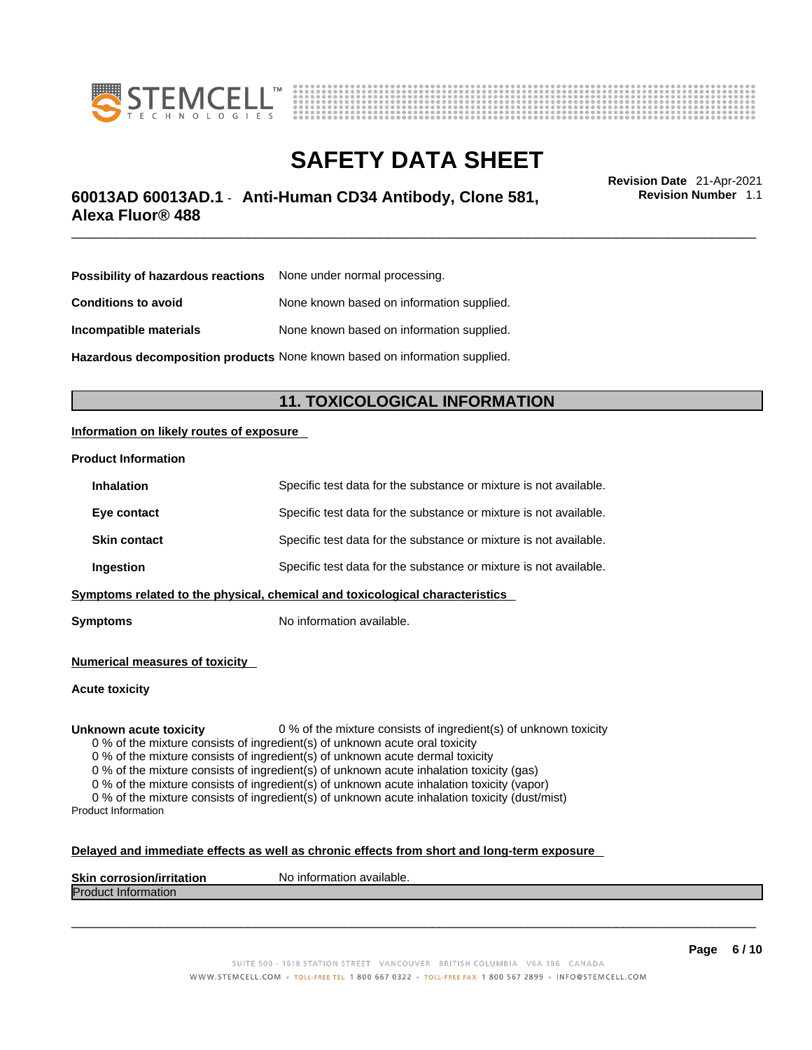**Possibility of hazardous reactions** None under normal processing.

**Conditions to avoid** None known based on information supplied.

**Incompatible materials** None known based on information supplied.

**Hazardous decomposition products** None known based on information supplied.

## 11. TOXICOLOGICAL INFORMATION

**Information on likely routes of exposure**

**Product Information**

| | |
|---|---|
| **Inhalation** | Specific test data for the substance or mixture is not available. |
| **Eye contact** | Specific test data for the substance or mixture is not available. |
| **Skin contact** | Specific test data for the substance or mixture is not available. |
| **Ingestion** | Specific test data for the substance or mixture is not available. |

**Symptoms related to the physical, chemical and toxicological characteristics**

**Symptoms** No information available.

**Numerical measures of toxicity**

**Acute toxicity**

**Unknown acute toxicity** 0 % of the mixture consists of ingredient(s) of unknown toxicity

0 % of the mixture consists of ingredient(s) of unknown acute oral toxicity
0 % of the mixture consists of ingredient(s) of unknown acute dermal toxicity
0 % of the mixture consists of ingredient(s) of unknown acute inhalation toxicity (gas)
0 % of the mixture consists of ingredient(s) of unknown acute inhalation toxicity (vapor)
0 % of the mixture consists of ingredient(s) of unknown acute inhalation toxicity (dust/mist)

Product Information

**Delayed and immediate effects as well as chronic effects from short and long-term exposure**

**Skin corrosion/irritation** No information available.

Product Information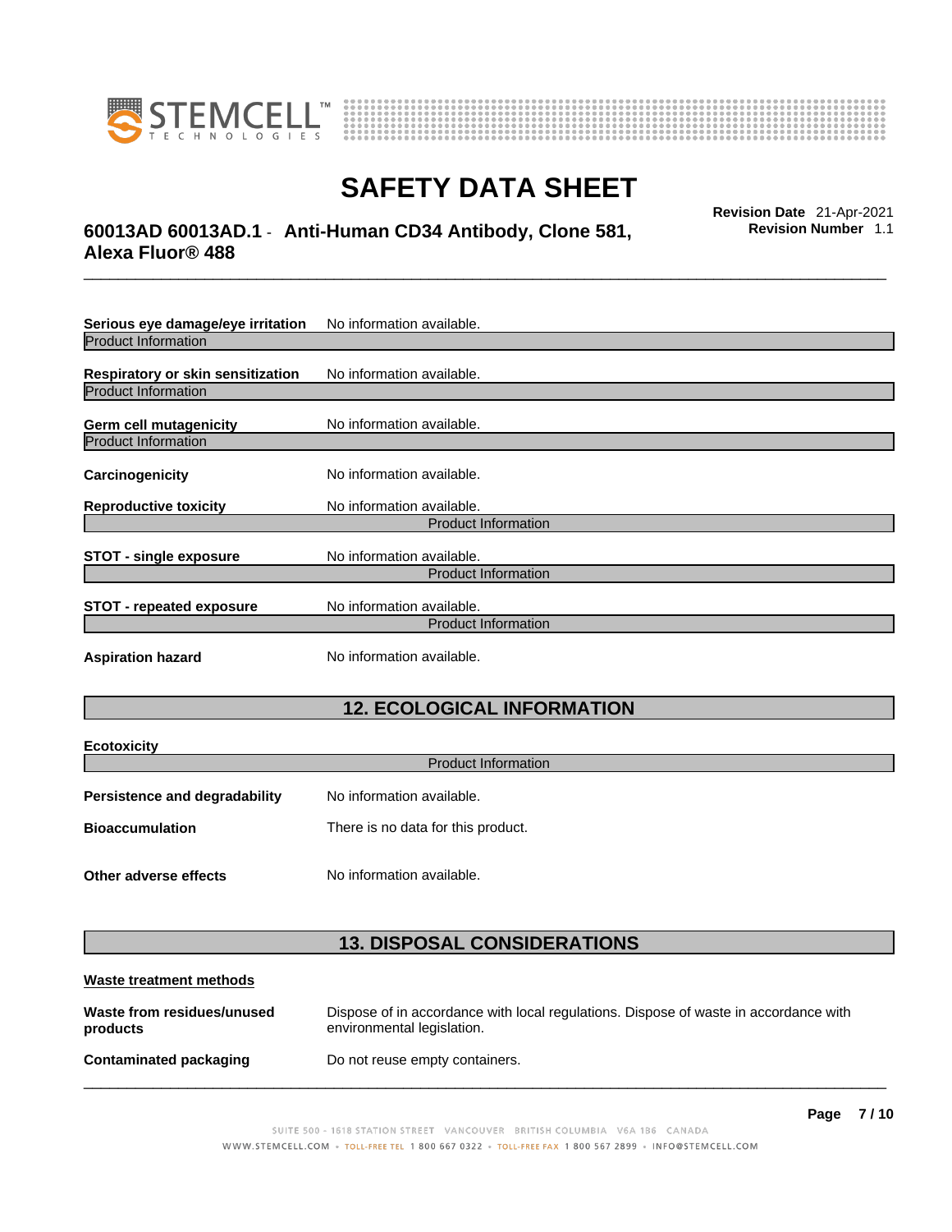**Serious eye damage/eye irritation** No information available.

Product Information

**Respiratory or skin sensitization** No information available.

Product Information

**Germ cell mutagenicity** No information available.

Product Information

**Carcinogenicity** No information available.

**Reproductive toxicity** No information available.

Product Information

**STOT - single exposure** No information available.

Product Information

**STOT - repeated exposure** No information available.

Product Information

**Aspiration hazard** No information available.

## 12. ECOLOGICAL INFORMATION

**Ecotoxicity**

Product Information

**Persistence and degradability** No information available.

**Bioaccumulation** There is no data for this product.

**Other adverse effects** No information available.

## 13. DISPOSAL CONSIDERATIONS

**Waste treatment methods**

**Waste from residues/unused products** Dispose of in accordance with local regulations. Dispose of waste in accordance with environmental legislation.

**Contaminated packaging** Do not reuse empty containers.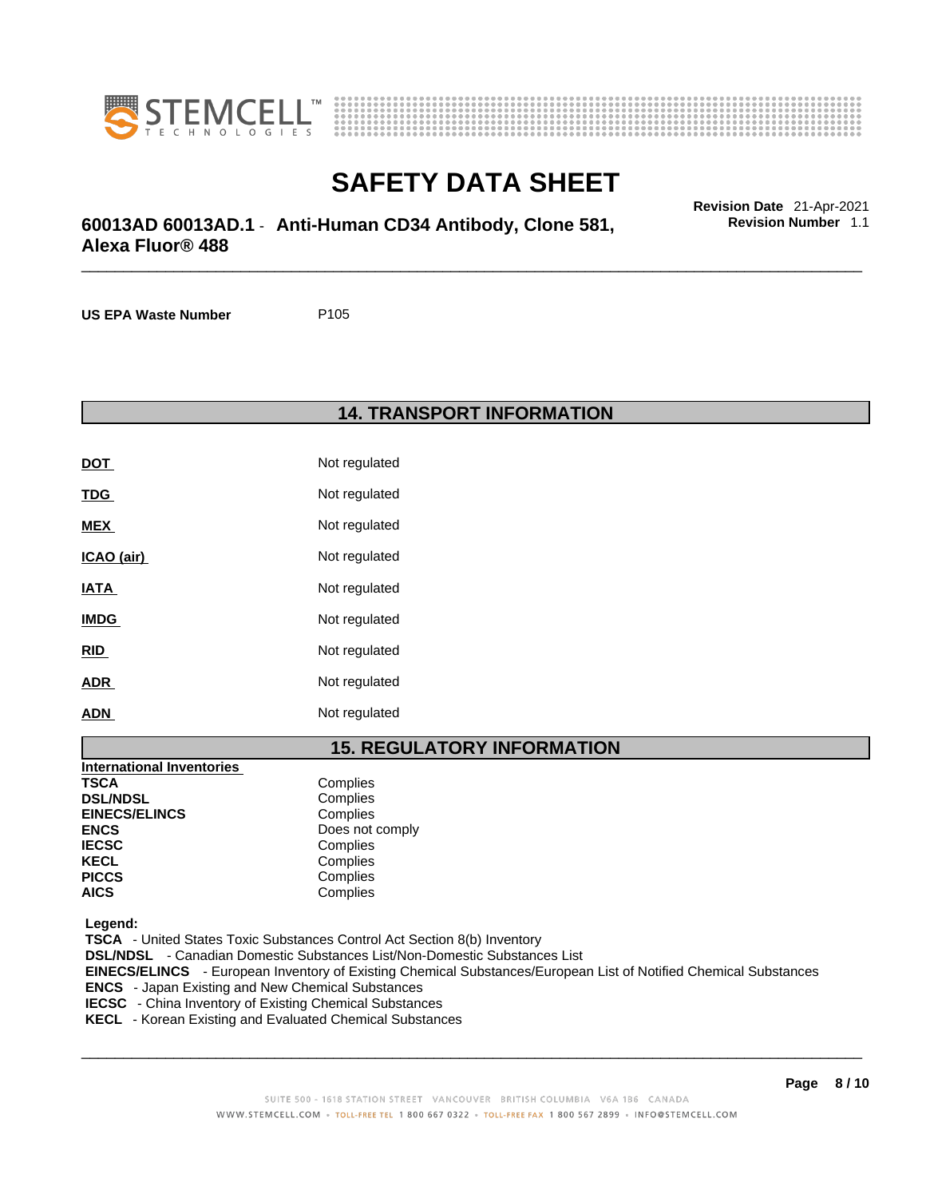**US EPA Waste Number** P105

## 14. TRANSPORT INFORMATION

| | |
|---|---|
| **DOT** | Not regulated |
| **TDG** | Not regulated |
| **MEX** | Not regulated |
| **ICAO (air)** | Not regulated |
| **IATA** | Not regulated |
| **IMDG** | Not regulated |
| **RID** | Not regulated |
| **ADR** | Not regulated |
| **ADN** | Not regulated |

## 15. REGULATORY INFORMATION

| International Inventories | |
|---|---|
| **TSCA** | Complies |
| **DSL/NDSL** | Complies |
| **EINECS/ELINCS** | Complies |
| **ENCS** | Does not comply |
| **IECSC** | Complies |
| **KECL** | Complies |
| **PICCS** | Complies |
| **AICS** | Complies |

**Legend:**

**TSCA** - United States Toxic Substances Control Act Section 8(b) Inventory
**DSL/NDSL** - Canadian Domestic Substances List/Non-Domestic Substances List
**EINECS/ELINCS** - European Inventory of Existing Chemical Substances/European List of Notified Chemical Substances
**ENCS** - Japan Existing and New Chemical Substances
**IECSC** - China Inventory of Existing Chemical Substances
**KECL** - Korean Existing and Evaluated Chemical Substances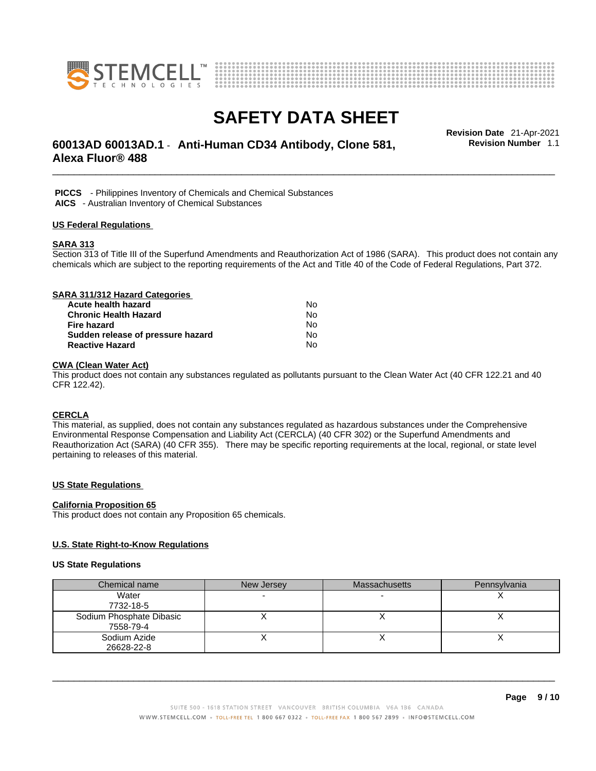**PICCS** - Philippines Inventory of Chemicals and Chemical Substances
**AICS** - Australian Inventory of Chemical Substances

## US Federal Regulations

### SARA 313

Section 313 of Title III of the Superfund Amendments and Reauthorization Act of 1986 (SARA). This product does not contain any chemicals which are subject to the reporting requirements of the Act and Title 40 of the Code of Federal Regulations, Part 372.

### SARA 311/312 Hazard Categories

| | |
|---|---|
| **Acute health hazard** | No |
| **Chronic Health Hazard** | No |
| **Fire hazard** | No |
| **Sudden release of pressure hazard** | No |
| **Reactive Hazard** | No |

### CWA (Clean Water Act)

This product does not contain any substances regulated as pollutants pursuant to the Clean Water Act (40 CFR 122.21 and 40 CFR 122.42).

### CERCLA

This material, as supplied, does not contain any substances regulated as hazardous substances under the Comprehensive Environmental Response Compensation and Liability Act (CERCLA) (40 CFR 302) or the Superfund Amendments and Reauthorization Act (SARA) (40 CFR 355). There may be specific reporting requirements at the local, regional, or state level pertaining to releases of this material.

## US State Regulations

### California Proposition 65

This product does not contain any Proposition 65 chemicals.

### U.S. State Right-to-Know Regulations

### US State Regulations

| Chemical name | New Jersey | Massachusetts | Pennsylvania |
|---|---|---|---|
| Water 7732-18-5 | - | - | X |
| Sodium Phosphate Dibasic 7558-79-4 | X | X | X |
| Sodium Azide 26628-22-8 | X | X | X |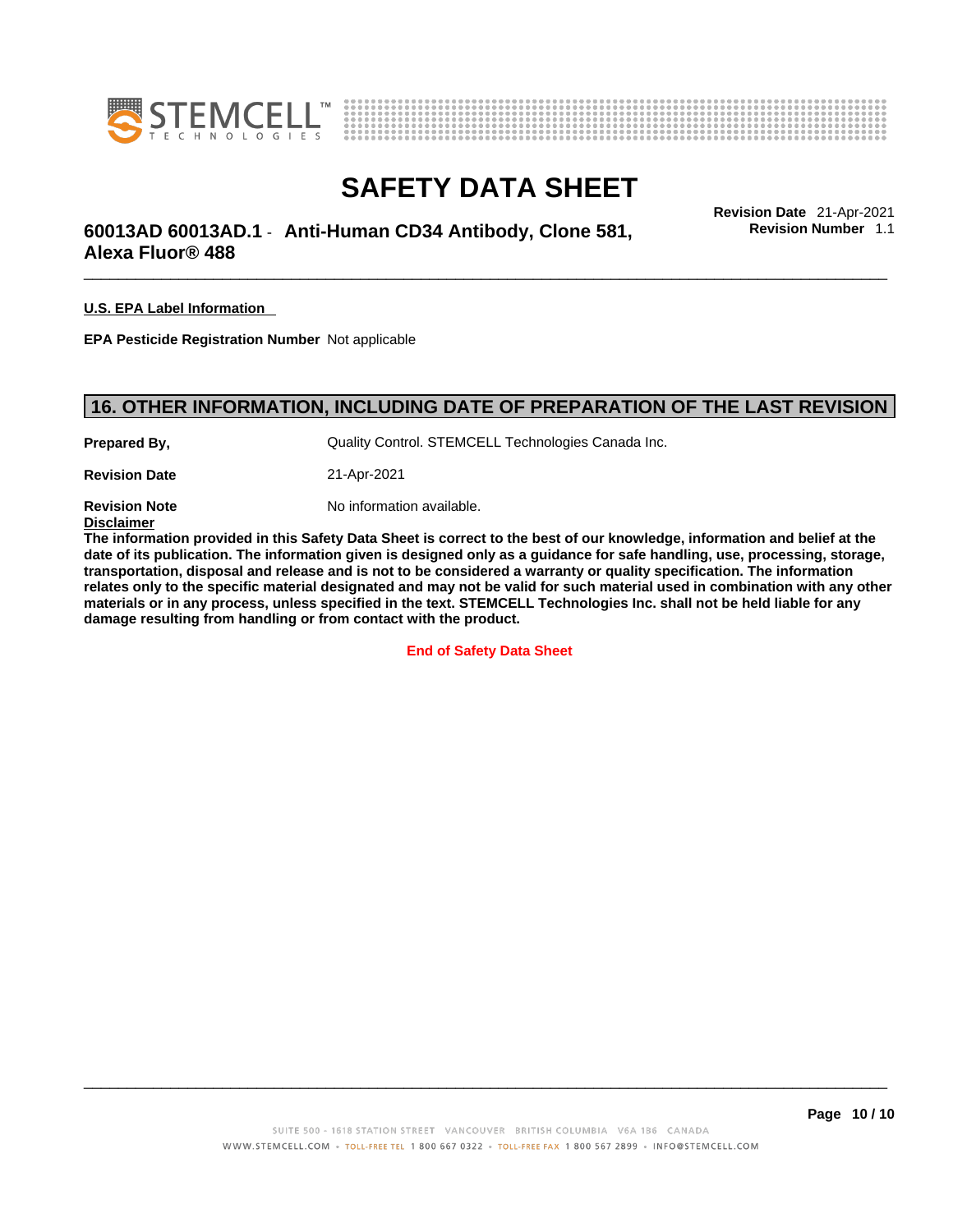**U.S. EPA Label Information**

**EPA Pesticide Registration Number** Not applicable

## 16. OTHER INFORMATION, INCLUDING DATE OF PREPARATION OF THE LAST REVISION

**Prepared By,** Quality Control. STEMCELL Technologies Canada Inc.

**Revision Date** 21-Apr-2021

**Revision Note** No information available.

**Disclaimer**

**The information provided in this Safety Data Sheet is correct to the best of our knowledge, information and belief at the date of its publication. The information given is designed only as a guidance for safe handling, use, processing, storage, transportation, disposal and release and is not to be considered a warranty or quality specification. The information relates only to the specific material designated and may not be valid for such material used in combination with any other materials or in any process, unless specified in the text. STEMCELL Technologies Inc. shall not be held liable for any damage resulting from handling or from contact with the product.**

**End of Safety Data Sheet**